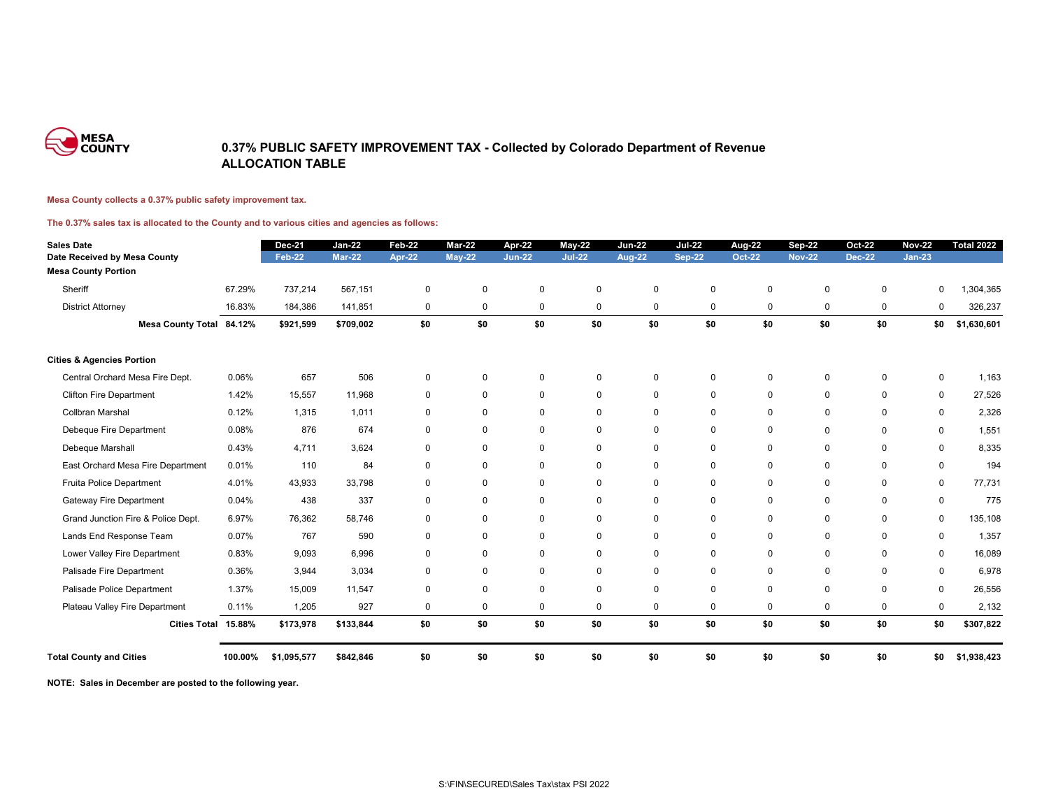# 0.37% PUBLIC SAFETY IMPROVEMENT TAX - Collected by Colorado Department of Revenue
## ALLOCATION TABLE

**Mesa County collects a 0.37% public safety improvement tax.**

**The 0.37% sales tax is allocated to the County and to various cities and agencies as follows:**

| Sales Date | | Dec-21 | Jan-22 | Feb-22 | Mar-22 | Apr-22 | May-22 | Jun-22 | Jul-22 | Aug-22 | Sep-22 | Oct-22 | Nov-22 | Total 2022 |
|---|---|---|---|---|---|---|---|---|---|---|---|---|---|---|
| Date Received by Mesa County | | Feb-22 | Mar-22 | Apr-22 | May-22 | Jun-22 | Jul-22 | Aug-22 | Sep-22 | Oct-22 | Nov-22 | Dec-22 | Jan-23 | |
| **Mesa County Portion** | | | | | | | | | | | | | | |
| Sheriff | 67.29% | 737,214 | 567,151 | 0 | 0 | 0 | 0 | 0 | 0 | 0 | 0 | 0 | 0 | 1,304,365 |
| District Attorney | 16.83% | 184,386 | 141,851 | 0 | 0 | 0 | 0 | 0 | 0 | 0 | 0 | 0 | 0 | 326,237 |
| **Mesa County Total** | **84.12%** | **$921,599** | **$709,002** | **$0** | **$0** | **$0** | **$0** | **$0** | **$0** | **$0** | **$0** | **$0** | **$0** | **$1,630,601** |
| **Cities & Agencies Portion** | | | | | | | | | | | | | | |
| Central Orchard Mesa Fire Dept. | 0.06% | 657 | 506 | 0 | 0 | 0 | 0 | 0 | 0 | 0 | 0 | 0 | 0 | 1,163 |
| Clifton Fire Department | 1.42% | 15,557 | 11,968 | 0 | 0 | 0 | 0 | 0 | 0 | 0 | 0 | 0 | 0 | 27,526 |
| Collbran Marshal | 0.12% | 1,315 | 1,011 | 0 | 0 | 0 | 0 | 0 | 0 | 0 | 0 | 0 | 0 | 2,326 |
| Debeque Fire Department | 0.08% | 876 | 674 | 0 | 0 | 0 | 0 | 0 | 0 | 0 | 0 | 0 | 0 | 1,551 |
| Debeque Marshall | 0.43% | 4,711 | 3,624 | 0 | 0 | 0 | 0 | 0 | 0 | 0 | 0 | 0 | 0 | 8,335 |
| East Orchard Mesa Fire Department | 0.01% | 110 | 84 | 0 | 0 | 0 | 0 | 0 | 0 | 0 | 0 | 0 | 0 | 194 |
| Fruita Police Department | 4.01% | 43,933 | 33,798 | 0 | 0 | 0 | 0 | 0 | 0 | 0 | 0 | 0 | 0 | 77,731 |
| Gateway Fire Department | 0.04% | 438 | 337 | 0 | 0 | 0 | 0 | 0 | 0 | 0 | 0 | 0 | 0 | 775 |
| Grand Junction Fire & Police Dept. | 6.97% | 76,362 | 58,746 | 0 | 0 | 0 | 0 | 0 | 0 | 0 | 0 | 0 | 0 | 135,108 |
| Lands End Response Team | 0.07% | 767 | 590 | 0 | 0 | 0 | 0 | 0 | 0 | 0 | 0 | 0 | 0 | 1,357 |
| Lower Valley Fire Department | 0.83% | 9,093 | 6,996 | 0 | 0 | 0 | 0 | 0 | 0 | 0 | 0 | 0 | 0 | 16,089 |
| Palisade Fire Department | 0.36% | 3,944 | 3,034 | 0 | 0 | 0 | 0 | 0 | 0 | 0 | 0 | 0 | 0 | 6,978 |
| Palisade Police Department | 1.37% | 15,009 | 11,547 | 0 | 0 | 0 | 0 | 0 | 0 | 0 | 0 | 0 | 0 | 26,556 |
| Plateau Valley Fire Department | 0.11% | 1,205 | 927 | 0 | 0 | 0 | 0 | 0 | 0 | 0 | 0 | 0 | 0 | 2,132 |
| **Cities Total** | **15.88%** | **$173,978** | **$133,844** | **$0** | **$0** | **$0** | **$0** | **$0** | **$0** | **$0** | **$0** | **$0** | **$0** | **$307,822** |
| **Total County and Cities** | **100.00%** | **$1,095,577** | **$842,846** | **$0** | **$0** | **$0** | **$0** | **$0** | **$0** | **$0** | **$0** | **$0** | **$0** | **$1,938,423** |

**NOTE: Sales in December are posted to the following year.**

S:\FIN\SECURED\Sales Tax\stax PSI 2022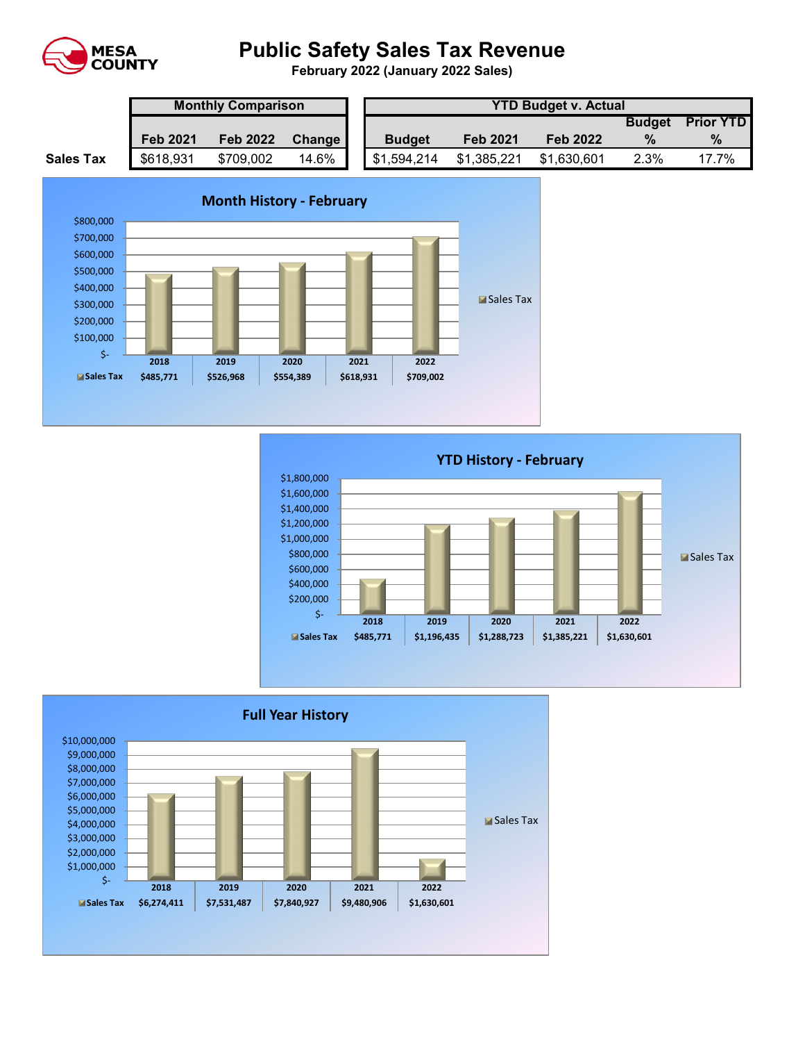MESA COUNTY

# Public Safety Sales Tax Revenue

**February 2022 (January 2022 Sales)**

| | Monthly Comparison | | | YTD Budget v. Actual | | | | |
|---|---|---|---|---|---|---|---|---|
| | Feb 2021 | Feb 2022 | Change | Budget | Feb 2021 | Feb 2022 | Budget % | Prior YTD % |
| **Sales Tax** | $618,931 | $709,002 | 14.6% | $1,594,214 | $1,385,221 | $1,630,601 | 2.3% | 17.7% |

## Month History - February

| | 2018 | 2019 | 2020 | 2021 | 2022 |
|---|---|---|---|---|---|
| Sales Tax | $485,771 | $526,968 | $554,389 | $618,931 | $709,002 |

## YTD History - February

| | 2018 | 2019 | 2020 | 2021 | 2022 |
|---|---|---|---|---|---|
| Sales Tax | $485,771 | $1,196,435 | $1,288,723 | $1,385,221 | $1,630,601 |

## Full Year History

| | 2018 | 2019 | 2020 | 2021 | 2022 |
|---|---|---|---|---|---|
| Sales Tax | $6,274,411 | $7,531,487 | $7,840,927 | $9,480,906 | $1,630,601 |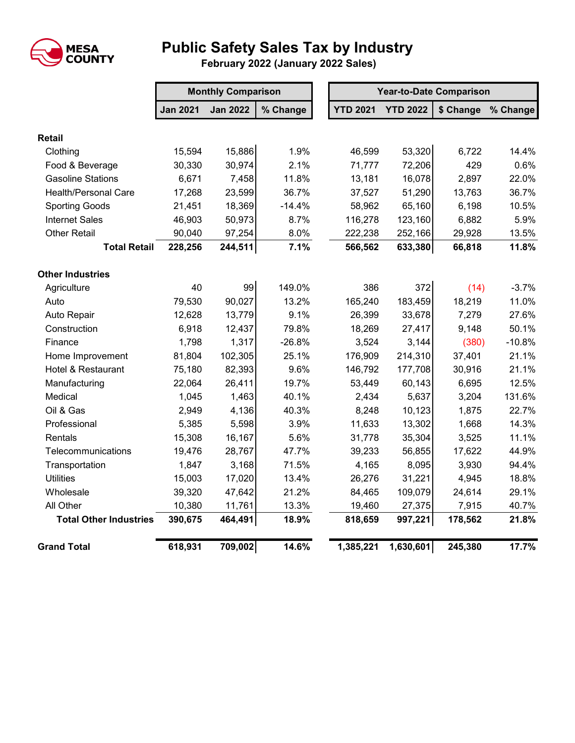MESA COUNTY

# Public Safety Sales Tax by Industry

**February 2022 (January 2022 Sales)**

| | Monthly Comparison | | | Year-to-Date Comparison | | | |
|---|---|---|---|---|---|---|---|
| | Jan 2021 | Jan 2022 | % Change | YTD 2021 | YTD 2022 | $ Change | % Change |
| **Retail** | | | | | | | |
| Clothing | 15,594 | 15,886 | 1.9% | 46,599 | 53,320 | 6,722 | 14.4% |
| Food & Beverage | 30,330 | 30,974 | 2.1% | 71,777 | 72,206 | 429 | 0.6% |
| Gasoline Stations | 6,671 | 7,458 | 11.8% | 13,181 | 16,078 | 2,897 | 22.0% |
| Health/Personal Care | 17,268 | 23,599 | 36.7% | 37,527 | 51,290 | 13,763 | 36.7% |
| Sporting Goods | 21,451 | 18,369 | -14.4% | 58,962 | 65,160 | 6,198 | 10.5% |
| Internet Sales | 46,903 | 50,973 | 8.7% | 116,278 | 123,160 | 6,882 | 5.9% |
| Other Retail | 90,040 | 97,254 | 8.0% | 222,238 | 252,166 | 29,928 | 13.5% |
| **Total Retail** | **228,256** | **244,511** | **7.1%** | **566,562** | **633,380** | **66,818** | **11.8%** |
| **Other Industries** | | | | | | | |
| Agriculture | 40 | 99 | 149.0% | 386 | 372 | (14) | -3.7% |
| Auto | 79,530 | 90,027 | 13.2% | 165,240 | 183,459 | 18,219 | 11.0% |
| Auto Repair | 12,628 | 13,779 | 9.1% | 26,399 | 33,678 | 7,279 | 27.6% |
| Construction | 6,918 | 12,437 | 79.8% | 18,269 | 27,417 | 9,148 | 50.1% |
| Finance | 1,798 | 1,317 | -26.8% | 3,524 | 3,144 | (380) | -10.8% |
| Home Improvement | 81,804 | 102,305 | 25.1% | 176,909 | 214,310 | 37,401 | 21.1% |
| Hotel & Restaurant | 75,180 | 82,393 | 9.6% | 146,792 | 177,708 | 30,916 | 21.1% |
| Manufacturing | 22,064 | 26,411 | 19.7% | 53,449 | 60,143 | 6,695 | 12.5% |
| Medical | 1,045 | 1,463 | 40.1% | 2,434 | 5,637 | 3,204 | 131.6% |
| Oil & Gas | 2,949 | 4,136 | 40.3% | 8,248 | 10,123 | 1,875 | 22.7% |
| Professional | 5,385 | 5,598 | 3.9% | 11,633 | 13,302 | 1,668 | 14.3% |
| Rentals | 15,308 | 16,167 | 5.6% | 31,778 | 35,304 | 3,525 | 11.1% |
| Telecommunications | 19,476 | 28,767 | 47.7% | 39,233 | 56,855 | 17,622 | 44.9% |
| Transportation | 1,847 | 3,168 | 71.5% | 4,165 | 8,095 | 3,930 | 94.4% |
| Utilities | 15,003 | 17,020 | 13.4% | 26,276 | 31,221 | 4,945 | 18.8% |
| Wholesale | 39,320 | 47,642 | 21.2% | 84,465 | 109,079 | 24,614 | 29.1% |
| All Other | 10,380 | 11,761 | 13.3% | 19,460 | 27,375 | 7,915 | 40.7% |
| **Total Other Industries** | **390,675** | **464,491** | **18.9%** | **818,659** | **997,221** | **178,562** | **21.8%** |
| **Grand Total** | **618,931** | **709,002** | **14.6%** | **1,385,221** | **1,630,601** | **245,380** | **17.7%** |